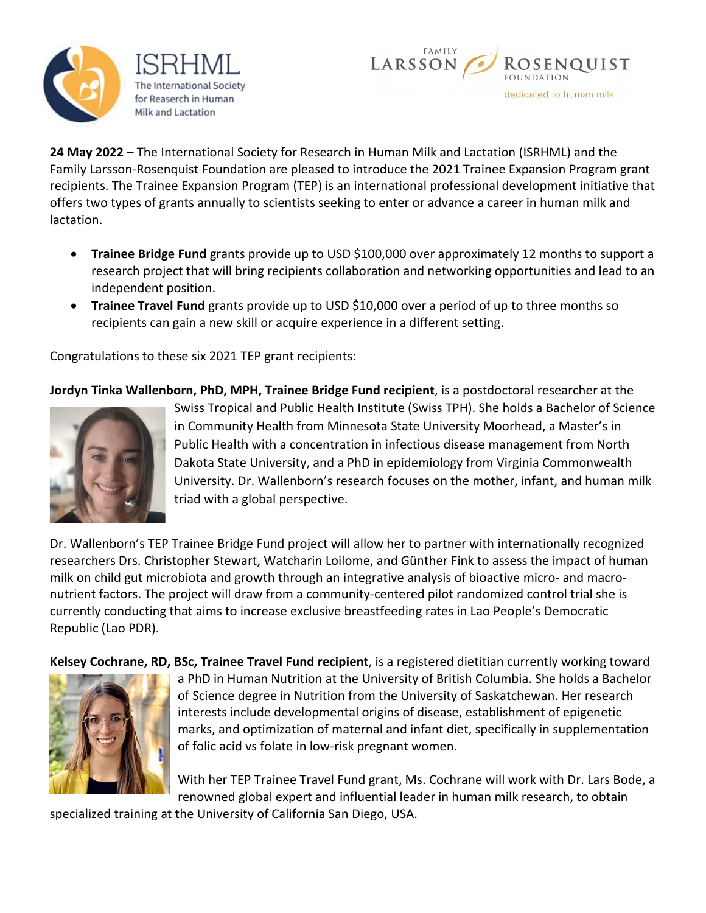ISRHML The International Society for Reaserch in Human Milk and Lactation

FAMILY LARSSON ROSENQUIST FOUNDATION dedicated to human milk

**24 May 2022** – The International Society for Research in Human Milk and Lactation (ISRHML) and the Family Larsson-Rosenquist Foundation are pleased to introduce the 2021 Trainee Expansion Program grant recipients. The Trainee Expansion Program (TEP) is an international professional development initiative that offers two types of grants annually to scientists seeking to enter or advance a career in human milk and lactation.

- **Trainee Bridge Fund** grants provide up to USD $100,000 over approximately 12 months to support a research project that will bring recipients collaboration and networking opportunities and lead to an independent position.
- **Trainee Travel Fund** grants provide up to USD $10,000 over a period of up to three months so recipients can gain a new skill or acquire experience in a different setting.

Congratulations to these six 2021 TEP grant recipients:

**Jordyn Tinka Wallenborn, PhD, MPH, Trainee Bridge Fund recipient**, is a postdoctoral researcher at the Swiss Tropical and Public Health Institute (Swiss TPH). She holds a Bachelor of Science in Community Health from Minnesota State University Moorhead, a Master's in Public Health with a concentration in infectious disease management from North Dakota State University, and a PhD in epidemiology from Virginia Commonwealth University. Dr. Wallenborn's research focuses on the mother, infant, and human milk triad with a global perspective.

Dr. Wallenborn's TEP Trainee Bridge Fund project will allow her to partner with internationally recognized researchers Drs. Christopher Stewart, Watcharin Loilome, and Günther Fink to assess the impact of human milk on child gut microbiota and growth through an integrative analysis of bioactive micro- and macro-nutrient factors. The project will draw from a community-centered pilot randomized control trial she is currently conducting that aims to increase exclusive breastfeeding rates in Lao People's Democratic Republic (Lao PDR).

**Kelsey Cochrane, RD, BSc, Trainee Travel Fund recipient**, is a registered dietitian currently working toward a PhD in Human Nutrition at the University of British Columbia. She holds a Bachelor of Science degree in Nutrition from the University of Saskatchewan. Her research interests include developmental origins of disease, establishment of epigenetic marks, and optimization of maternal and infant diet, specifically in supplementation of folic acid vs folate in low-risk pregnant women.

With her TEP Trainee Travel Fund grant, Ms. Cochrane will work with Dr. Lars Bode, a renowned global expert and influential leader in human milk research, to obtain specialized training at the University of California San Diego, USA.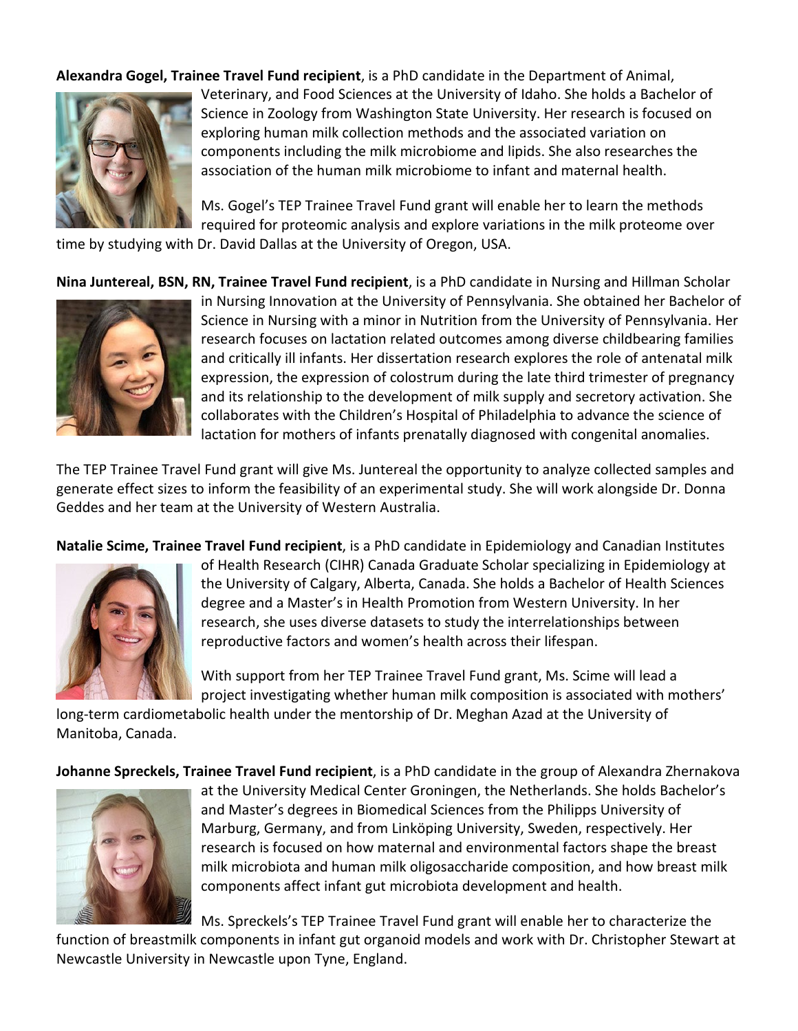**Alexandra Gogel, Trainee Travel Fund recipient**, is a PhD candidate in the Department of Animal, Veterinary, and Food Sciences at the University of Idaho. She holds a Bachelor of Science in Zoology from Washington State University. Her research is focused on exploring human milk collection methods and the associated variation on components including the milk microbiome and lipids. She also researches the association of the human milk microbiome to infant and maternal health.

Ms. Gogel's TEP Trainee Travel Fund grant will enable her to learn the methods required for proteomic analysis and explore variations in the milk proteome over time by studying with Dr. David Dallas at the University of Oregon, USA.

**Nina Juntereal, BSN, RN, Trainee Travel Fund recipient**, is a PhD candidate in Nursing and Hillman Scholar in Nursing Innovation at the University of Pennsylvania. She obtained her Bachelor of Science in Nursing with a minor in Nutrition from the University of Pennsylvania. Her research focuses on lactation related outcomes among diverse childbearing families and critically ill infants. Her dissertation research explores the role of antenatal milk expression, the expression of colostrum during the late third trimester of pregnancy and its relationship to the development of milk supply and secretory activation. She collaborates with the Children's Hospital of Philadelphia to advance the science of lactation for mothers of infants prenatally diagnosed with congenital anomalies.

The TEP Trainee Travel Fund grant will give Ms. Juntereal the opportunity to analyze collected samples and generate effect sizes to inform the feasibility of an experimental study. She will work alongside Dr. Donna Geddes and her team at the University of Western Australia.

**Natalie Scime, Trainee Travel Fund recipient**, is a PhD candidate in Epidemiology and Canadian Institutes of Health Research (CIHR) Canada Graduate Scholar specializing in Epidemiology at the University of Calgary, Alberta, Canada. She holds a Bachelor of Health Sciences degree and a Master's in Health Promotion from Western University. In her research, she uses diverse datasets to study the interrelationships between reproductive factors and women's health across their lifespan.

With support from her TEP Trainee Travel Fund grant, Ms. Scime will lead a project investigating whether human milk composition is associated with mothers' long-term cardiometabolic health under the mentorship of Dr. Meghan Azad at the University of Manitoba, Canada.

**Johanne Spreckels, Trainee Travel Fund recipient**, is a PhD candidate in the group of Alexandra Zhernakova at the University Medical Center Groningen, the Netherlands. She holds Bachelor's and Master's degrees in Biomedical Sciences from the Philipps University of Marburg, Germany, and from Linköping University, Sweden, respectively. Her research is focused on how maternal and environmental factors shape the breast milk microbiota and human milk oligosaccharide composition, and how breast milk components affect infant gut microbiota development and health.

Ms. Spreckels's TEP Trainee Travel Fund grant will enable her to characterize the function of breastmilk components in infant gut organoid models and work with Dr. Christopher Stewart at Newcastle University in Newcastle upon Tyne, England.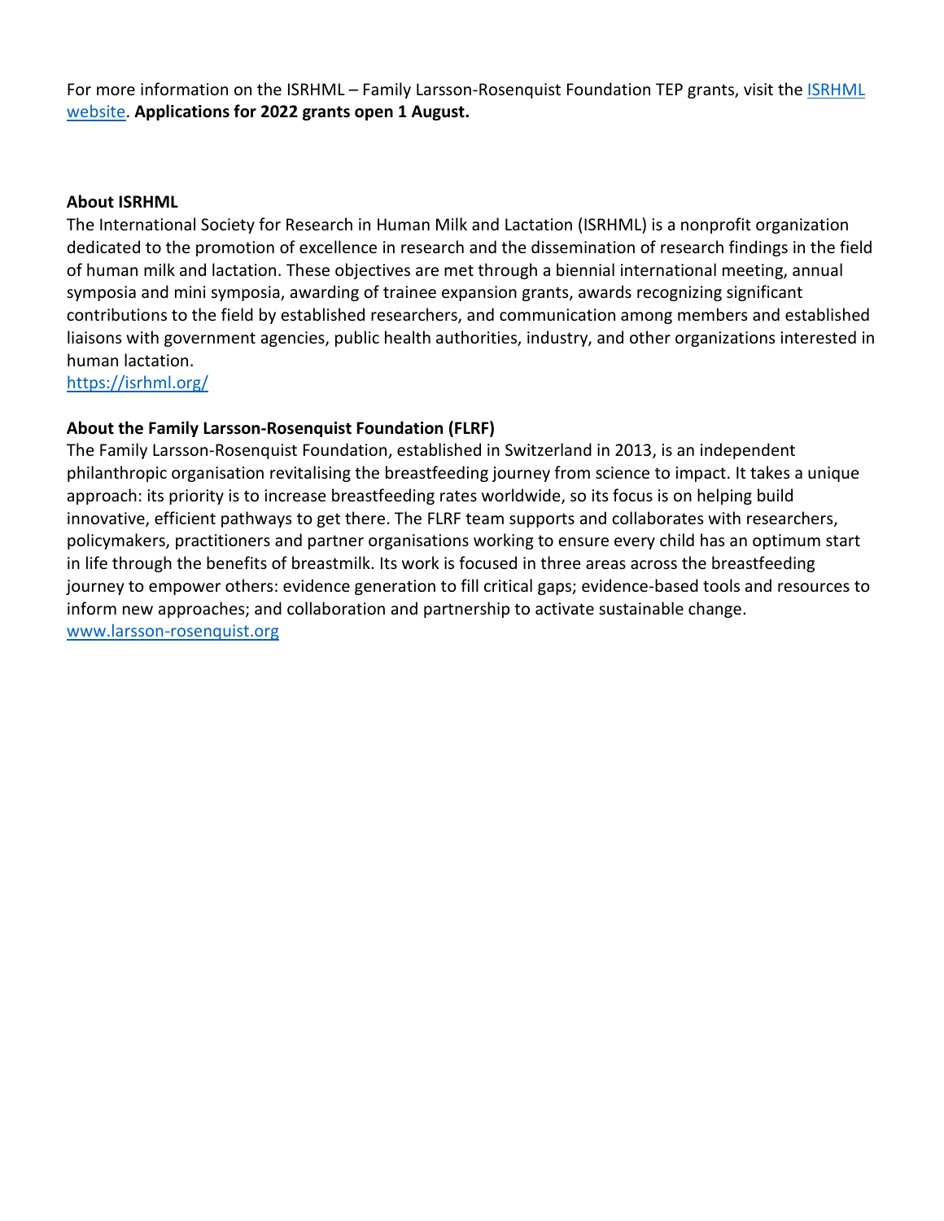For more information on the ISRHML – Family Larsson-Rosenquist Foundation TEP grants, visit the ISRHML website. **Applications for 2022 grants open 1 August.**

**About ISRHML**

The International Society for Research in Human Milk and Lactation (ISRHML) is a nonprofit organization dedicated to the promotion of excellence in research and the dissemination of research findings in the field of human milk and lactation. These objectives are met through a biennial international meeting, annual symposia and mini symposia, awarding of trainee expansion grants, awards recognizing significant contributions to the field by established researchers, and communication among members and established liaisons with government agencies, public health authorities, industry, and other organizations interested in human lactation.

https://isrhml.org/

**About the Family Larsson-Rosenquist Foundation (FLRF)**

The Family Larsson-Rosenquist Foundation, established in Switzerland in 2013, is an independent philanthropic organisation revitalising the breastfeeding journey from science to impact. It takes a unique approach: its priority is to increase breastfeeding rates worldwide, so its focus is on helping build innovative, efficient pathways to get there. The FLRF team supports and collaborates with researchers, policymakers, practitioners and partner organisations working to ensure every child has an optimum start in life through the benefits of breastmilk. Its work is focused in three areas across the breastfeeding journey to empower others: evidence generation to fill critical gaps; evidence-based tools and resources to inform new approaches; and collaboration and partnership to activate sustainable change.

www.larsson-rosenquist.org